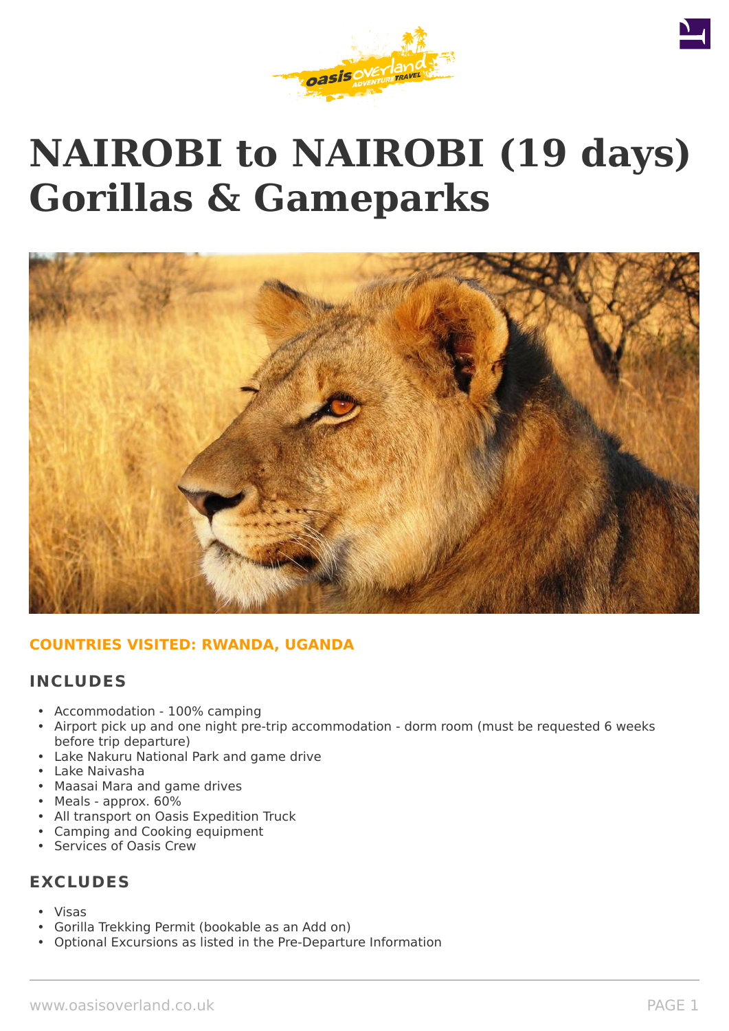# NAIROBI to NAIROBI (19 days) Gorillas & Gameparks

**COUNTRIES VISITED: RWANDA, UGANDA**

## INCLUDES

- Accommodation - 100% camping
- Airport pick up and one night pre-trip accommodation - dorm room (must be requested 6 weeks before trip departure)
- Lake Nakuru National Park and game drive
- Lake Naivasha
- Maasai Mara and game drives
- Meals - approx. 60%
- All transport on Oasis Expedition Truck
- Camping and Cooking equipment
- Services of Oasis Crew

## EXCLUDES

- Visas
- Gorilla Trekking Permit (bookable as an Add on)
- Optional Excursions as listed in the Pre-Departure Information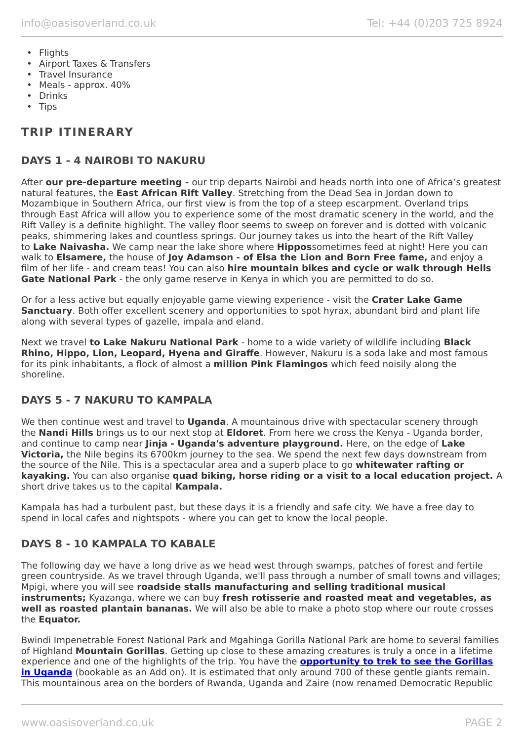- Flights
- Airport Taxes & Transfers
- Travel Insurance
- Meals - approx. 40%
- Drinks
- Tips

## TRIP ITINERARY

### DAYS 1 - 4 NAIROBI TO NAKURU

After **our pre-departure meeting -** our trip departs Nairobi and heads north into one of Africa's greatest natural features, the **East African Rift Valley**. Stretching from the Dead Sea in Jordan down to Mozambique in Southern Africa, our first view is from the top of a steep escarpment. Overland trips through East Africa will allow you to experience some of the most dramatic scenery in the world, and the Rift Valley is a definite highlight. The valley floor seems to sweep on forever and is dotted with volcanic peaks, shimmering lakes and countless springs. Our journey takes us into the heart of the Rift Valley to **Lake Naivasha.** We camp near the lake shore where **Hippos**sometimes feed at night! Here you can walk to **Elsamere,** the house of **Joy Adamson - of Elsa the Lion and Born Free fame,** and enjoy a film of her life - and cream teas! You can also **hire mountain bikes and cycle or walk through Hells Gate National Park** - the only game reserve in Kenya in which you are permitted to do so.

Or for a less active but equally enjoyable game viewing experience - visit the **Crater Lake Game Sanctuary**. Both offer excellent scenery and opportunities to spot hyrax, abundant bird and plant life along with several types of gazelle, impala and eland.

Next we travel **to Lake Nakuru National Park** - home to a wide variety of wildlife including **Black Rhino, Hippo, Lion, Leopard, Hyena and Giraffe**. However, Nakuru is a soda lake and most famous for its pink inhabitants, a flock of almost a **million Pink Flamingos** which feed noisily along the shoreline.

### DAYS 5 - 7 NAKURU TO KAMPALA

We then continue west and travel to **Uganda**. A mountainous drive with spectacular scenery through the **Nandi Hills** brings us to our next stop at **Eldoret**. From here we cross the Kenya - Uganda border, and continue to camp near **Jinja - Uganda's adventure playground.** Here, on the edge of **Lake Victoria,** the Nile begins its 6700km journey to the sea. We spend the next few days downstream from the source of the Nile. This is a spectacular area and a superb place to go **whitewater rafting or kayaking.** You can also organise **quad biking, horse riding or a visit to a local education project.** A short drive takes us to the capital **Kampala.**

Kampala has had a turbulent past, but these days it is a friendly and safe city. We have a free day to spend in local cafes and nightspots - where you can get to know the local people.

### DAYS 8 - 10 KAMPALA TO KABALE

The following day we have a long drive as we head west through swamps, patches of forest and fertile green countryside. As we travel through Uganda, we'll pass through a number of small towns and villages; Mpigi, where you will see **roadside stalls manufacturing and selling traditional musical instruments;** Kyazanga, where we can buy **fresh rotisserie and roasted meat and vegetables, as well as roasted plantain bananas.** We will also be able to make a photo stop where our route crosses the **Equator.**

Bwindi Impenetrable Forest National Park and Mgahinga Gorilla National Park are home to several families of Highland **Mountain Gorillas**. Getting up close to these amazing creatures is truly a once in a lifetime experience and one of the highlights of the trip. You have the **opportunity to trek to see the Gorillas in Uganda** (bookable as an Add on). It is estimated that only around 700 of these gentle giants remain. This mountainous area on the borders of Rwanda, Uganda and Zaire (now renamed Democratic Republic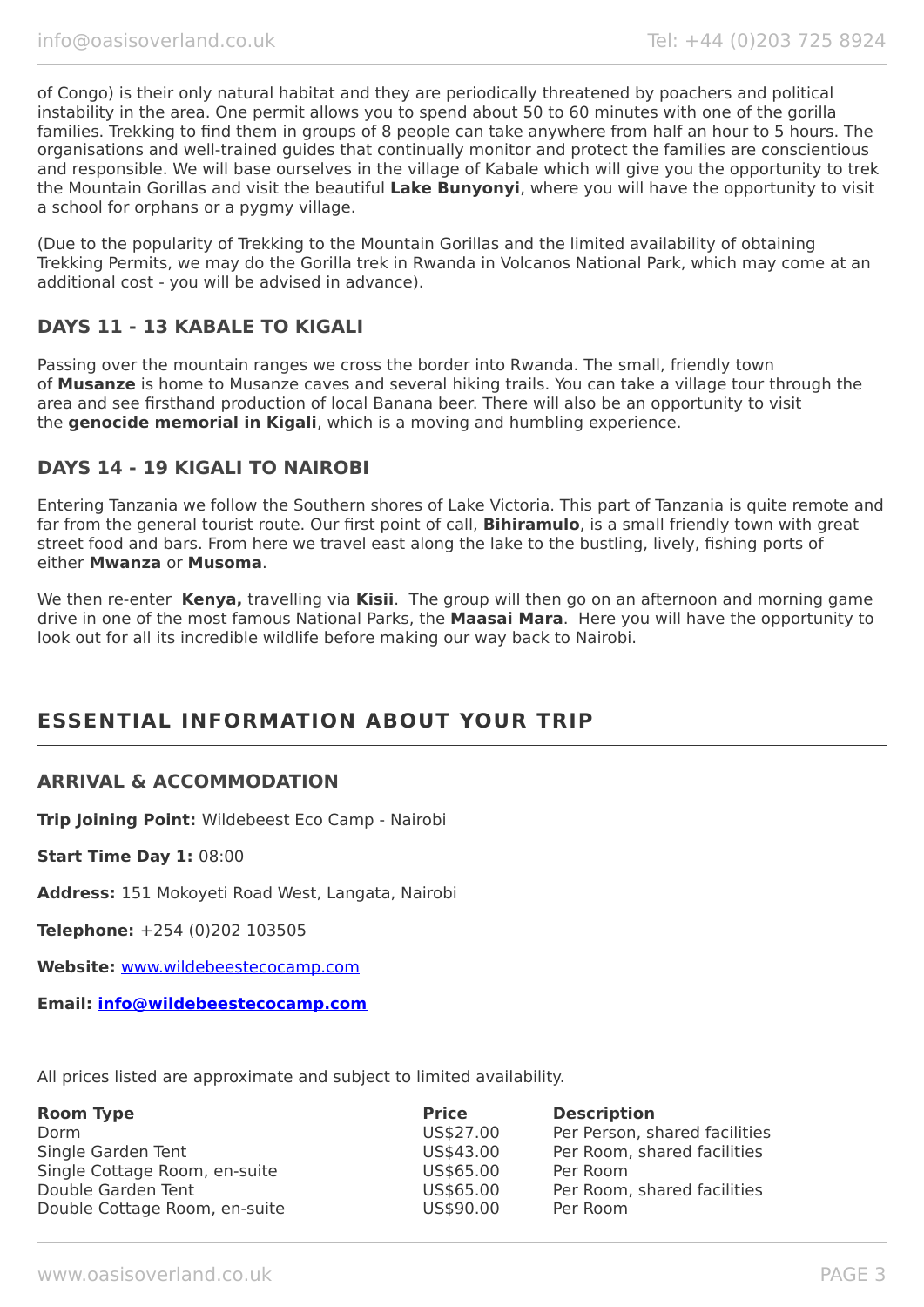of Congo) is their only natural habitat and they are periodically threatened by poachers and political instability in the area. One permit allows you to spend about 50 to 60 minutes with one of the gorilla families. Trekking to find them in groups of 8 people can take anywhere from half an hour to 5 hours. The organisations and well-trained guides that continually monitor and protect the families are conscientious and responsible. We will base ourselves in the village of Kabale which will give you the opportunity to trek the Mountain Gorillas and visit the beautiful **Lake Bunyonyi**, where you will have the opportunity to visit a school for orphans or a pygmy village.

(Due to the popularity of Trekking to the Mountain Gorillas and the limited availability of obtaining Trekking Permits, we may do the Gorilla trek in Rwanda in Volcanos National Park, which may come at an additional cost - you will be advised in advance).

### DAYS 11 - 13 KABALE TO KIGALI

Passing over the mountain ranges we cross the border into Rwanda. The small, friendly town of **Musanze** is home to Musanze caves and several hiking trails. You can take a village tour through the area and see firsthand production of local Banana beer. There will also be an opportunity to visit the **genocide memorial in Kigali**, which is a moving and humbling experience.

### DAYS 14 - 19 KIGALI TO NAIROBI

Entering Tanzania we follow the Southern shores of Lake Victoria. This part of Tanzania is quite remote and far from the general tourist route. Our first point of call, **Bihiramulo**, is a small friendly town with great street food and bars. From here we travel east along the lake to the bustling, lively, fishing ports of either **Mwanza** or **Musoma**.

We then re-enter **Kenya,** travelling via **Kisii**. The group will then go on an afternoon and morning game drive in one of the most famous National Parks, the **Maasai Mara**. Here you will have the opportunity to look out for all its incredible wildlife before making our way back to Nairobi.

## ESSENTIAL INFORMATION ABOUT YOUR TRIP

### ARRIVAL & ACCOMMODATION

**Trip Joining Point:** Wildebeest Eco Camp - Nairobi

**Start Time Day 1:** 08:00

**Address:** 151 Mokoyeti Road West, Langata, Nairobi

**Telephone:** +254 (0)202 103505

**Website:** www.wildebeestecocamp.com

**Email:** **info@wildebeestecocamp.com**

All prices listed are approximate and subject to limited availability.

| Room Type | Price | Description |
|---|---|---|
| Dorm | US$27.00 | Per Person, shared facilities |
| Single Garden Tent | US$43.00 | Per Room, shared facilities |
| Single Cottage Room, en-suite | US$65.00 | Per Room |
| Double Garden Tent | US$65.00 | Per Room, shared facilities |
| Double Cottage Room, en-suite | US$90.00 | Per Room |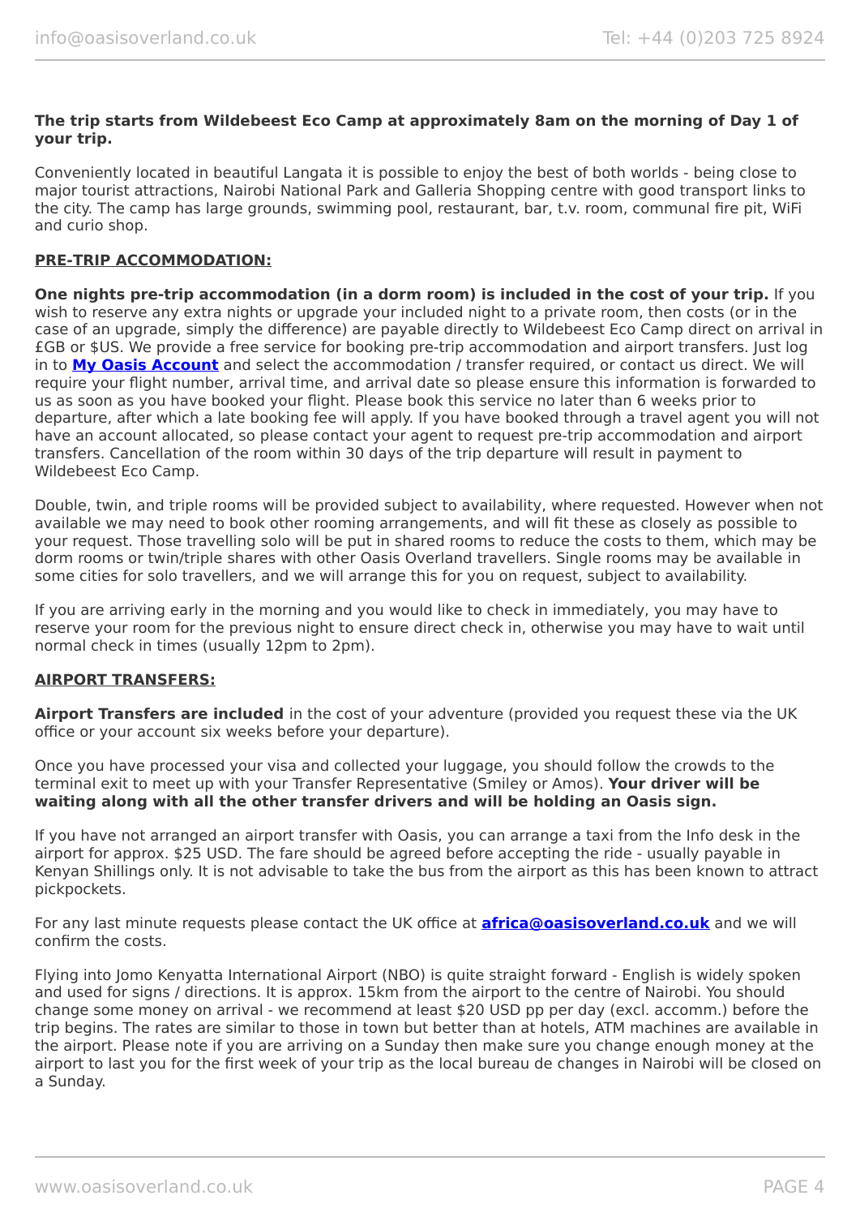**The trip starts from Wildebeest Eco Camp at approximately 8am on the morning of Day 1 of your trip.**

Conveniently located in beautiful Langata it is possible to enjoy the best of both worlds - being close to major tourist attractions, Nairobi National Park and Galleria Shopping centre with good transport links to the city. The camp has large grounds, swimming pool, restaurant, bar, t.v. room, communal fire pit, WiFi and curio shop.

**PRE-TRIP ACCOMMODATION:**

**One nights pre-trip accommodation (in a dorm room) is included in the cost of your trip.** If you wish to reserve any extra nights or upgrade your included night to a private room, then costs (or in the case of an upgrade, simply the difference) are payable directly to Wildebeest Eco Camp direct on arrival in £GB or $US. We provide a free service for booking pre-trip accommodation and airport transfers. Just log in to **My Oasis Account** and select the accommodation / transfer required, or contact us direct. We will require your flight number, arrival time, and arrival date so please ensure this information is forwarded to us as soon as you have booked your flight. Please book this service no later than 6 weeks prior to departure, after which a late booking fee will apply. If you have booked through a travel agent you will not have an account allocated, so please contact your agent to request pre-trip accommodation and airport transfers. Cancellation of the room within 30 days of the trip departure will result in payment to Wildebeest Eco Camp.

Double, twin, and triple rooms will be provided subject to availability, where requested. However when not available we may need to book other rooming arrangements, and will fit these as closely as possible to your request. Those travelling solo will be put in shared rooms to reduce the costs to them, which may be dorm rooms or twin/triple shares with other Oasis Overland travellers. Single rooms may be available in some cities for solo travellers, and we will arrange this for you on request, subject to availability.

If you are arriving early in the morning and you would like to check in immediately, you may have to reserve your room for the previous night to ensure direct check in, otherwise you may have to wait until normal check in times (usually 12pm to 2pm).

**AIRPORT TRANSFERS:**

**Airport Transfers are included** in the cost of your adventure (provided you request these via the UK office or your account six weeks before your departure).

Once you have processed your visa and collected your luggage, you should follow the crowds to the terminal exit to meet up with your Transfer Representative (Smiley or Amos). **Your driver will be waiting along with all the other transfer drivers and will be holding an Oasis sign.**

If you have not arranged an airport transfer with Oasis, you can arrange a taxi from the Info desk in the airport for approx. $25 USD. The fare should be agreed before accepting the ride - usually payable in Kenyan Shillings only. It is not advisable to take the bus from the airport as this has been known to attract pickpockets.

For any last minute requests please contact the UK office at **africa@oasisoverland.co.uk** and we will confirm the costs.

Flying into Jomo Kenyatta International Airport (NBO) is quite straight forward - English is widely spoken and used for signs / directions. It is approx. 15km from the airport to the centre of Nairobi. You should change some money on arrival - we recommend at least $20 USD pp per day (excl. accomm.) before the trip begins. The rates are similar to those in town but better than at hotels, ATM machines are available in the airport. Please note if you are arriving on a Sunday then make sure you change enough money at the airport to last you for the first week of your trip as the local bureau de changes in Nairobi will be closed on a Sunday.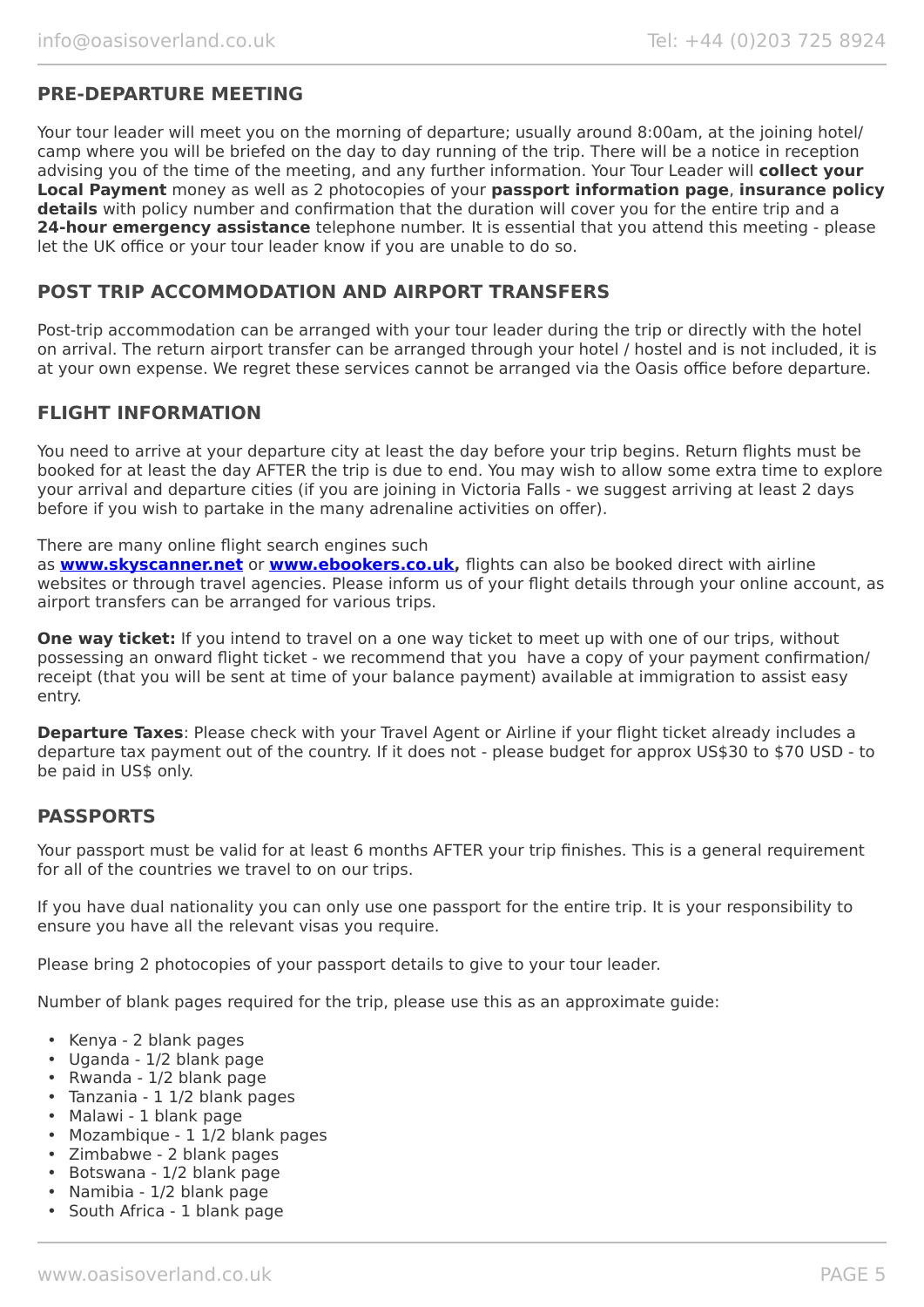## PRE-DEPARTURE MEETING

Your tour leader will meet you on the morning of departure; usually around 8:00am, at the joining hotel/ camp where you will be briefed on the day to day running of the trip. There will be a notice in reception advising you of the time of the meeting, and any further information. Your Tour Leader will **collect your Local Payment** money as well as 2 photocopies of your **passport information page**, **insurance policy details** with policy number and confirmation that the duration will cover you for the entire trip and a **24-hour emergency assistance** telephone number. It is essential that you attend this meeting - please let the UK office or your tour leader know if you are unable to do so.

## POST TRIP ACCOMMODATION AND AIRPORT TRANSFERS

Post-trip accommodation can be arranged with your tour leader during the trip or directly with the hotel on arrival. The return airport transfer can be arranged through your hotel / hostel and is not included, it is at your own expense. We regret these services cannot be arranged via the Oasis office before departure.

## FLIGHT INFORMATION

You need to arrive at your departure city at least the day before your trip begins. Return flights must be booked for at least the day AFTER the trip is due to end. You may wish to allow some extra time to explore your arrival and departure cities (if you are joining in Victoria Falls - we suggest arriving at least 2 days before if you wish to partake in the many adrenaline activities on offer).

There are many online flight search engines such as **www.skyscanner.net** or **www.ebookers.co.uk,** flights can also be booked direct with airline websites or through travel agencies. Please inform us of your flight details through your online account, as airport transfers can be arranged for various trips.

**One way ticket:** If you intend to travel on a one way ticket to meet up with one of our trips, without possessing an onward flight ticket - we recommend that you have a copy of your payment confirmation/ receipt (that you will be sent at time of your balance payment) available at immigration to assist easy entry.

**Departure Taxes**: Please check with your Travel Agent or Airline if your flight ticket already includes a departure tax payment out of the country. If it does not - please budget for approx US$30 to $70 USD - to be paid in US$ only.

## PASSPORTS

Your passport must be valid for at least 6 months AFTER your trip finishes. This is a general requirement for all of the countries we travel to on our trips.

If you have dual nationality you can only use one passport for the entire trip. It is your responsibility to ensure you have all the relevant visas you require.

Please bring 2 photocopies of your passport details to give to your tour leader.

Number of blank pages required for the trip, please use this as an approximate guide:

- Kenya - 2 blank pages
- Uganda - 1/2 blank page
- Rwanda - 1/2 blank page
- Tanzania - 1 1/2 blank pages
- Malawi - 1 blank page
- Mozambique - 1 1/2 blank pages
- Zimbabwe - 2 blank pages
- Botswana - 1/2 blank page
- Namibia - 1/2 blank page
- South Africa - 1 blank page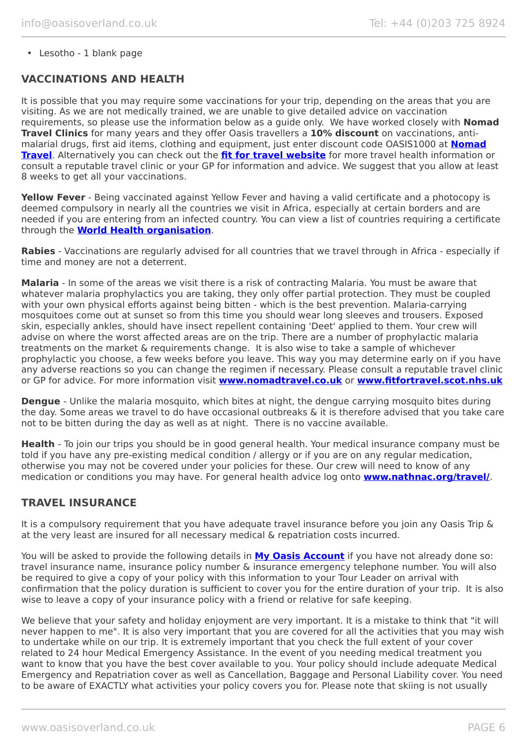- Lesotho - 1 blank page

## VACCINATIONS AND HEALTH

It is possible that you may require some vaccinations for your trip, depending on the areas that you are visiting. As we are not medically trained, we are unable to give detailed advice on vaccination requirements, so please use the information below as a guide only. We have worked closely with **Nomad Travel Clinics** for many years and they offer Oasis travellers a **10% discount** on vaccinations, anti-malarial drugs, first aid items, clothing and equipment, just enter discount code OASIS1000 at **Nomad Travel**. Alternatively you can check out the **fit for travel website** for more travel health information or consult a reputable travel clinic or your GP for information and advice. We suggest that you allow at least 8 weeks to get all your vaccinations.

**Yellow Fever** - Being vaccinated against Yellow Fever and having a valid certificate and a photocopy is deemed compulsory in nearly all the countries we visit in Africa, especially at certain borders and are needed if you are entering from an infected country. You can view a list of countries requiring a certificate through the **World Health organisation**.

**Rabies** - Vaccinations are regularly advised for all countries that we travel through in Africa - especially if time and money are not a deterrent.

**Malaria** - In some of the areas we visit there is a risk of contracting Malaria. You must be aware that whatever malaria prophylactics you are taking, they only offer partial protection. They must be coupled with your own physical efforts against being bitten - which is the best prevention. Malaria-carrying mosquitoes come out at sunset so from this time you should wear long sleeves and trousers. Exposed skin, especially ankles, should have insect repellent containing 'Deet' applied to them. Your crew will advise on where the worst affected areas are on the trip. There are a number of prophylactic malaria treatments on the market & requirements change. It is also wise to take a sample of whichever prophylactic you choose, a few weeks before you leave. This way you may determine early on if you have any adverse reactions so you can change the regimen if necessary. Please consult a reputable travel clinic or GP for advice. For more information visit **www.nomadtravel.co.uk** or **www.fitfortravel.scot.nhs.uk**

**Dengue** - Unlike the malaria mosquito, which bites at night, the dengue carrying mosquito bites during the day. Some areas we travel to do have occasional outbreaks & it is therefore advised that you take care not to be bitten during the day as well as at night. There is no vaccine available.

**Health** - To join our trips you should be in good general health. Your medical insurance company must be told if you have any pre-existing medical condition / allergy or if you are on any regular medication, otherwise you may not be covered under your policies for these. Our crew will need to know of any medication or conditions you may have. For general health advice log onto **www.nathnac.org/travel/**.

## TRAVEL INSURANCE

It is a compulsory requirement that you have adequate travel insurance before you join any Oasis Trip & at the very least are insured for all necessary medical & repatriation costs incurred.

You will be asked to provide the following details in **My Oasis Account** if you have not already done so: travel insurance name, insurance policy number & insurance emergency telephone number. You will also be required to give a copy of your policy with this information to your Tour Leader on arrival with confirmation that the policy duration is sufficient to cover you for the entire duration of your trip. It is also wise to leave a copy of your insurance policy with a friend or relative for safe keeping.

We believe that your safety and holiday enjoyment are very important. It is a mistake to think that "it will never happen to me". It is also very important that you are covered for all the activities that you may wish to undertake while on our trip. It is extremely important that you check the full extent of your cover related to 24 hour Medical Emergency Assistance. In the event of you needing medical treatment you want to know that you have the best cover available to you. Your policy should include adequate Medical Emergency and Repatriation cover as well as Cancellation, Baggage and Personal Liability cover. You need to be aware of EXACTLY what activities your policy covers you for. Please note that skiing is not usually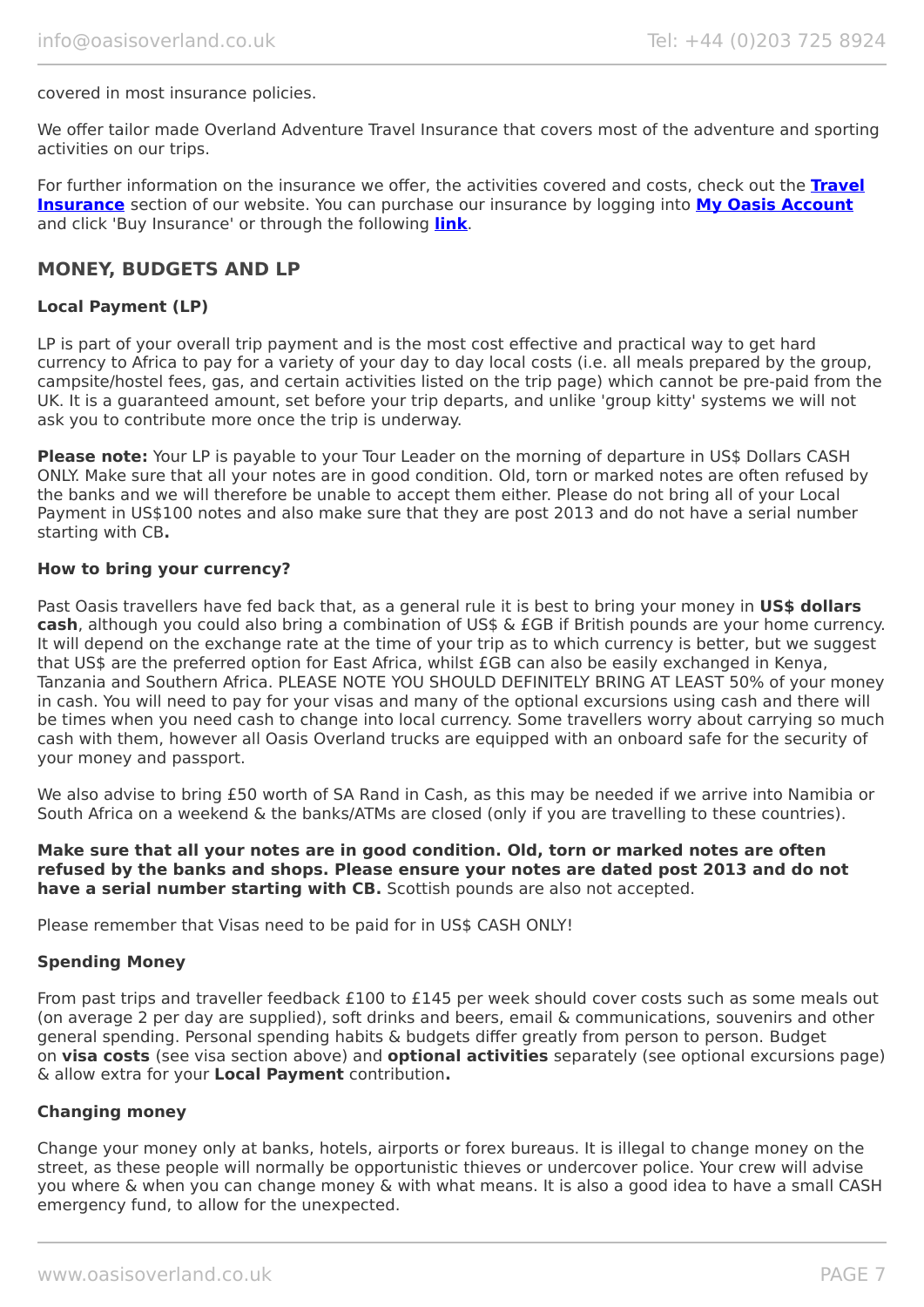covered in most insurance policies.

We offer tailor made Overland Adventure Travel Insurance that covers most of the adventure and sporting activities on our trips.

For further information on the insurance we offer, the activities covered and costs, check out the **Travel Insurance** section of our website. You can purchase our insurance by logging into **My Oasis Account** and click 'Buy Insurance' or through the following **link**.

## MONEY, BUDGETS AND LP

### Local Payment (LP)

LP is part of your overall trip payment and is the most cost effective and practical way to get hard currency to Africa to pay for a variety of your day to day local costs (i.e. all meals prepared by the group, campsite/hostel fees, gas, and certain activities listed on the trip page) which cannot be pre-paid from the UK. It is a guaranteed amount, set before your trip departs, and unlike 'group kitty' systems we will not ask you to contribute more once the trip is underway.

**Please note:** Your LP is payable to your Tour Leader on the morning of departure in US$ Dollars CASH ONLY. Make sure that all your notes are in good condition. Old, torn or marked notes are often refused by the banks and we will therefore be unable to accept them either. Please do not bring all of your Local Payment in US$100 notes and also make sure that they are post 2013 and do not have a serial number starting with CB**.**

### How to bring your currency?

Past Oasis travellers have fed back that, as a general rule it is best to bring your money in **US$ dollars cash**, although you could also bring a combination of US$ & £GB if British pounds are your home currency. It will depend on the exchange rate at the time of your trip as to which currency is better, but we suggest that US$ are the preferred option for East Africa, whilst £GB can also be easily exchanged in Kenya, Tanzania and Southern Africa. PLEASE NOTE YOU SHOULD DEFINITELY BRING AT LEAST 50% of your money in cash. You will need to pay for your visas and many of the optional excursions using cash and there will be times when you need cash to change into local currency. Some travellers worry about carrying so much cash with them, however all Oasis Overland trucks are equipped with an onboard safe for the security of your money and passport.

We also advise to bring £50 worth of SA Rand in Cash, as this may be needed if we arrive into Namibia or South Africa on a weekend & the banks/ATMs are closed (only if you are travelling to these countries).

**Make sure that all your notes are in good condition. Old, torn or marked notes are often refused by the banks and shops. Please ensure your notes are dated post 2013 and do not have a serial number starting with CB.** Scottish pounds are also not accepted.

Please remember that Visas need to be paid for in US$ CASH ONLY!

### Spending Money

From past trips and traveller feedback £100 to £145 per week should cover costs such as some meals out (on average 2 per day are supplied), soft drinks and beers, email & communications, souvenirs and other general spending. Personal spending habits & budgets differ greatly from person to person. Budget on **visa costs** (see visa section above) and **optional activities** separately (see optional excursions page) & allow extra for your **Local Payment** contribution**.**

### Changing money

Change your money only at banks, hotels, airports or forex bureaus. It is illegal to change money on the street, as these people will normally be opportunistic thieves or undercover police. Your crew will advise you where & when you can change money & with what means. It is also a good idea to have a small CASH emergency fund, to allow for the unexpected.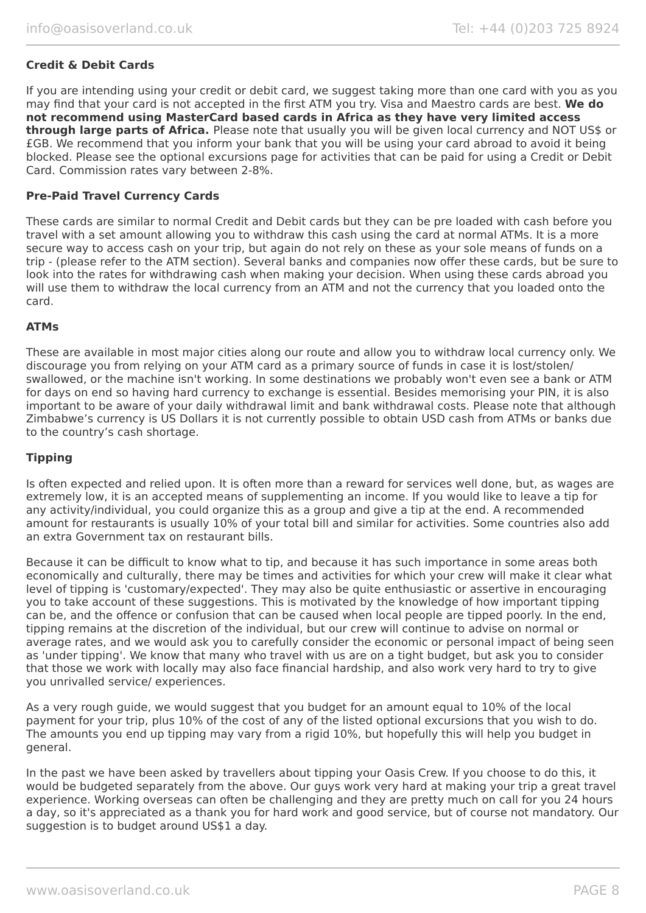### Credit & Debit Cards

If you are intending using your credit or debit card, we suggest taking more than one card with you as you may find that your card is not accepted in the first ATM you try. Visa and Maestro cards are best. **We do not recommend using MasterCard based cards in Africa as they have very limited access through large parts of Africa.** Please note that usually you will be given local currency and NOT US$ or £GB. We recommend that you inform your bank that you will be using your card abroad to avoid it being blocked. Please see the optional excursions page for activities that can be paid for using a Credit or Debit Card. Commission rates vary between 2-8%.

### Pre-Paid Travel Currency Cards

These cards are similar to normal Credit and Debit cards but they can be pre loaded with cash before you travel with a set amount allowing you to withdraw this cash using the card at normal ATMs. It is a more secure way to access cash on your trip, but again do not rely on these as your sole means of funds on a trip - (please refer to the ATM section). Several banks and companies now offer these cards, but be sure to look into the rates for withdrawing cash when making your decision. When using these cards abroad you will use them to withdraw the local currency from an ATM and not the currency that you loaded onto the card.

### ATMs

These are available in most major cities along our route and allow you to withdraw local currency only. We discourage you from relying on your ATM card as a primary source of funds in case it is lost/stolen/ swallowed, or the machine isn't working. In some destinations we probably won't even see a bank or ATM for days on end so having hard currency to exchange is essential. Besides memorising your PIN, it is also important to be aware of your daily withdrawal limit and bank withdrawal costs. Please note that although Zimbabwe's currency is US Dollars it is not currently possible to obtain USD cash from ATMs or banks due to the country's cash shortage.

### Tipping

Is often expected and relied upon. It is often more than a reward for services well done, but, as wages are extremely low, it is an accepted means of supplementing an income. If you would like to leave a tip for any activity/individual, you could organize this as a group and give a tip at the end. A recommended amount for restaurants is usually 10% of your total bill and similar for activities. Some countries also add an extra Government tax on restaurant bills.

Because it can be difficult to know what to tip, and because it has such importance in some areas both economically and culturally, there may be times and activities for which your crew will make it clear what level of tipping is 'customary/expected'. They may also be quite enthusiastic or assertive in encouraging you to take account of these suggestions. This is motivated by the knowledge of how important tipping can be, and the offence or confusion that can be caused when local people are tipped poorly. In the end, tipping remains at the discretion of the individual, but our crew will continue to advise on normal or average rates, and we would ask you to carefully consider the economic or personal impact of being seen as 'under tipping'. We know that many who travel with us are on a tight budget, but ask you to consider that those we work with locally may also face financial hardship, and also work very hard to try to give you unrivalled service/ experiences.

As a very rough guide, we would suggest that you budget for an amount equal to 10% of the local payment for your trip, plus 10% of the cost of any of the listed optional excursions that you wish to do. The amounts you end up tipping may vary from a rigid 10%, but hopefully this will help you budget in general.

In the past we have been asked by travellers about tipping your Oasis Crew. If you choose to do this, it would be budgeted separately from the above. Our guys work very hard at making your trip a great travel experience. Working overseas can often be challenging and they are pretty much on call for you 24 hours a day, so it's appreciated as a thank you for hard work and good service, but of course not mandatory. Our suggestion is to budget around US$1 a day.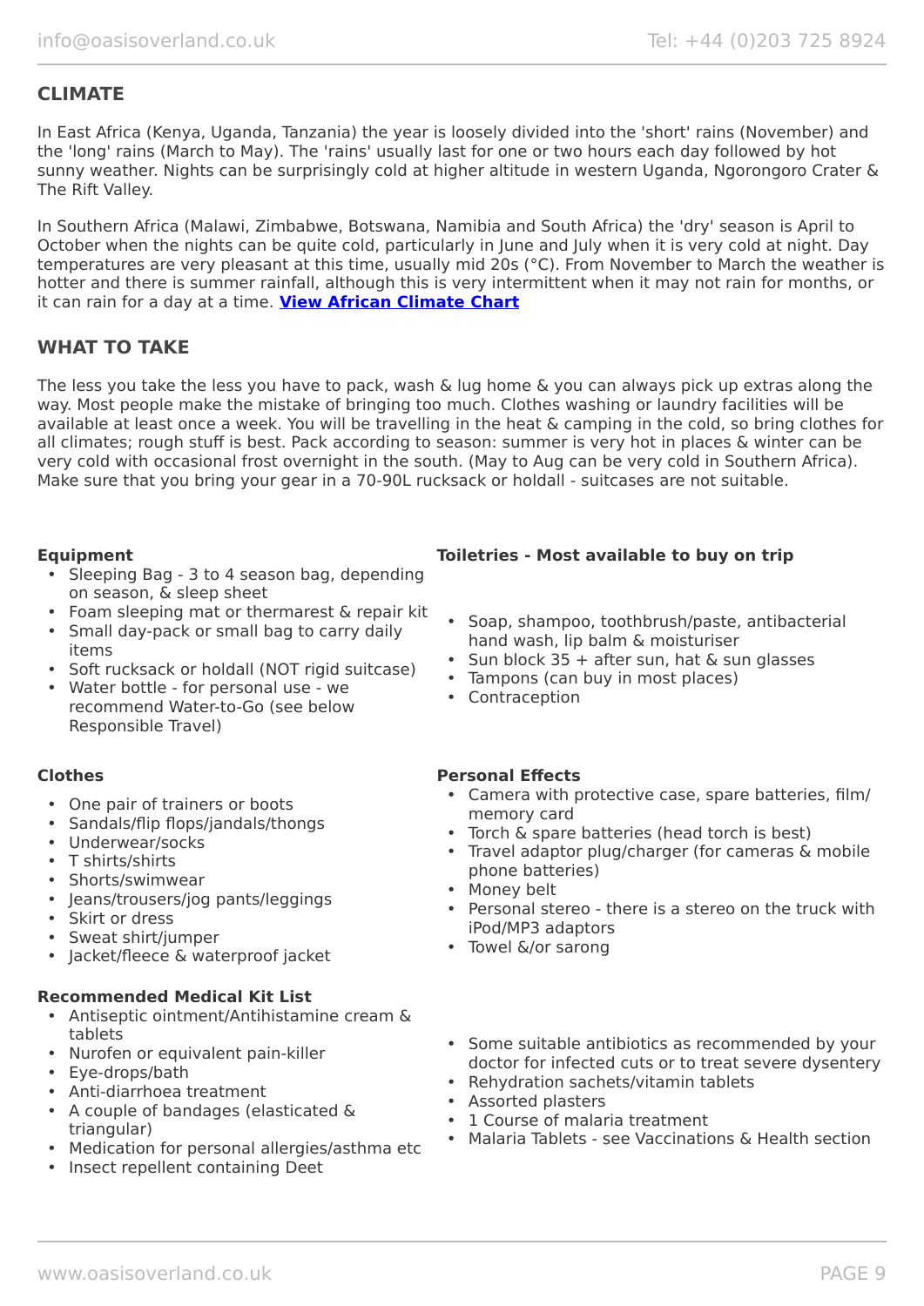## CLIMATE

In East Africa (Kenya, Uganda, Tanzania) the year is loosely divided into the 'short' rains (November) and the 'long' rains (March to May). The 'rains' usually last for one or two hours each day followed by hot sunny weather. Nights can be surprisingly cold at higher altitude in western Uganda, Ngorongoro Crater & The Rift Valley.

In Southern Africa (Malawi, Zimbabwe, Botswana, Namibia and South Africa) the 'dry' season is April to October when the nights can be quite cold, particularly in June and July when it is very cold at night. Day temperatures are very pleasant at this time, usually mid 20s (°C). From November to March the weather is hotter and there is summer rainfall, although this is very intermittent when it may not rain for months, or it can rain for a day at a time. **View African Climate Chart**

## WHAT TO TAKE

The less you take the less you have to pack, wash & lug home & you can always pick up extras along the way. Most people make the mistake of bringing too much. Clothes washing or laundry facilities will be available at least once a week. You will be travelling in the heat & camping in the cold, so bring clothes for all climates; rough stuff is best. Pack according to season: summer is very hot in places & winter can be very cold with occasional frost overnight in the south. (May to Aug can be very cold in Southern Africa). Make sure that you bring your gear in a 70-90L rucksack or holdall - suitcases are not suitable.

**Equipment**

- Sleeping Bag - 3 to 4 season bag, depending on season, & sleep sheet
- Foam sleeping mat or thermarest & repair kit
- Small day-pack or small bag to carry daily items
- Soft rucksack or holdall (NOT rigid suitcase)
- Water bottle - for personal use - we recommend Water-to-Go (see below Responsible Travel)

**Toiletries - Most available to buy on trip**

- Soap, shampoo, toothbrush/paste, antibacterial hand wash, lip balm & moisturiser
- Sun block 35 + after sun, hat & sun glasses
- Tampons (can buy in most places)
- Contraception

**Clothes**

- One pair of trainers or boots
- Sandals/flip flops/jandals/thongs
- Underwear/socks
- T shirts/shirts
- Shorts/swimwear
- Jeans/trousers/jog pants/leggings
- Skirt or dress
- Sweat shirt/jumper
- Jacket/fleece & waterproof jacket

**Personal Effects**

- Camera with protective case, spare batteries, film/ memory card
- Torch & spare batteries (head torch is best)
- Travel adaptor plug/charger (for cameras & mobile phone batteries)
- Money belt
- Personal stereo - there is a stereo on the truck with iPod/MP3 adaptors
- Towel &/or sarong

**Recommended Medical Kit List**

- Antiseptic ointment/Antihistamine cream & tablets
- Nurofen or equivalent pain-killer
- Eye-drops/bath
- Anti-diarrhoea treatment
- A couple of bandages (elasticated & triangular)
- Medication for personal allergies/asthma etc
- Insect repellent containing Deet
- Some suitable antibiotics as recommended by your doctor for infected cuts or to treat severe dysentery
- Rehydration sachets/vitamin tablets
- Assorted plasters
- 1 Course of malaria treatment
- Malaria Tablets - see Vaccinations & Health section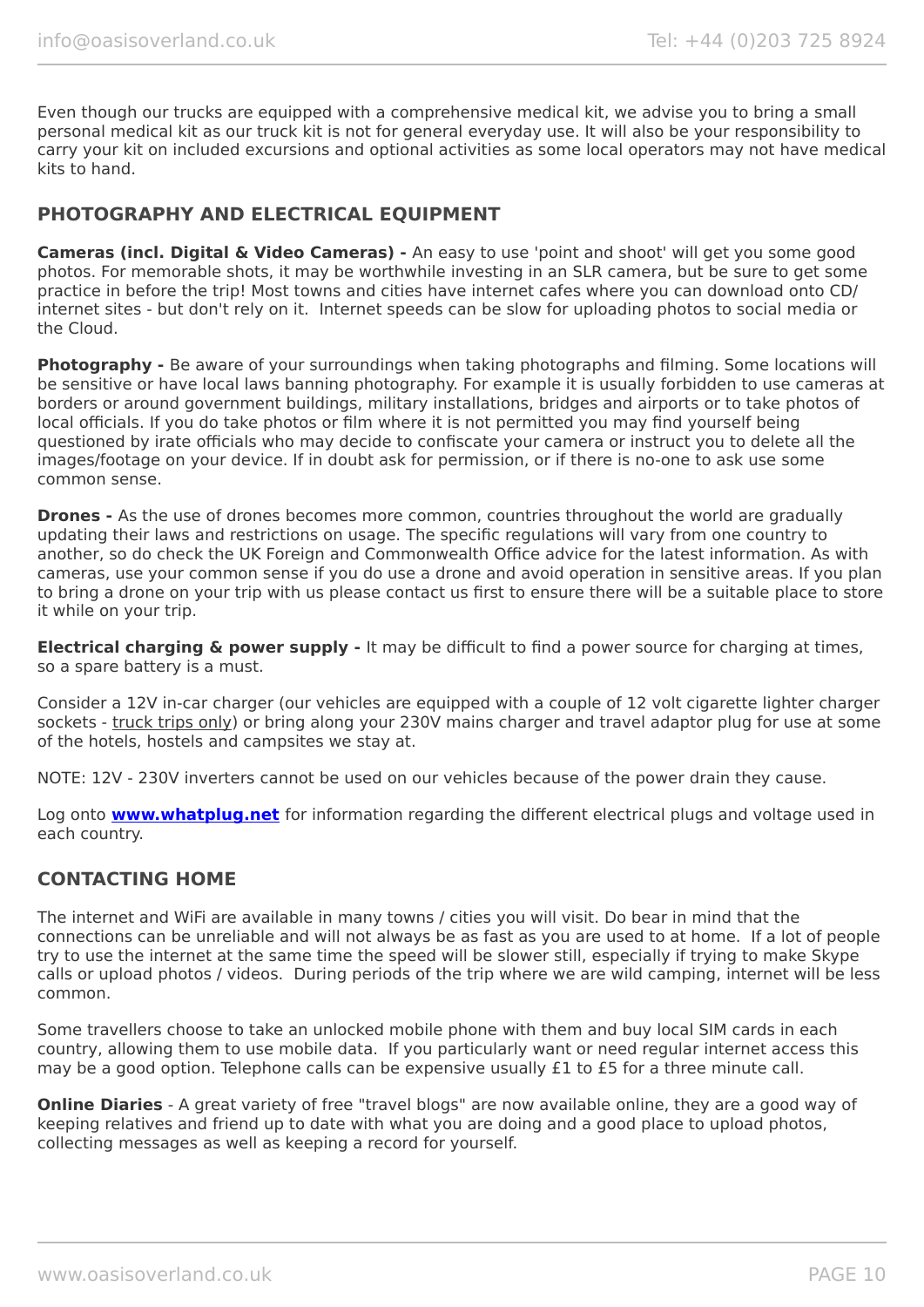Even though our trucks are equipped with a comprehensive medical kit, we advise you to bring a small personal medical kit as our truck kit is not for general everyday use. It will also be your responsibility to carry your kit on included excursions and optional activities as some local operators may not have medical kits to hand.

## PHOTOGRAPHY AND ELECTRICAL EQUIPMENT

**Cameras (incl. Digital & Video Cameras) -** An easy to use 'point and shoot' will get you some good photos. For memorable shots, it may be worthwhile investing in an SLR camera, but be sure to get some practice in before the trip! Most towns and cities have internet cafes where you can download onto CD/ internet sites - but don't rely on it. Internet speeds can be slow for uploading photos to social media or the Cloud.

**Photography -** Be aware of your surroundings when taking photographs and filming. Some locations will be sensitive or have local laws banning photography. For example it is usually forbidden to use cameras at borders or around government buildings, military installations, bridges and airports or to take photos of local officials. If you do take photos or film where it is not permitted you may find yourself being questioned by irate officials who may decide to confiscate your camera or instruct you to delete all the images/footage on your device. If in doubt ask for permission, or if there is no-one to ask use some common sense.

**Drones -** As the use of drones becomes more common, countries throughout the world are gradually updating their laws and restrictions on usage. The specific regulations will vary from one country to another, so do check the UK Foreign and Commonwealth Office advice for the latest information. As with cameras, use your common sense if you do use a drone and avoid operation in sensitive areas. If you plan to bring a drone on your trip with us please contact us first to ensure there will be a suitable place to store it while on your trip.

**Electrical charging & power supply -** It may be difficult to find a power source for charging at times, so a spare battery is a must.

Consider a 12V in-car charger (our vehicles are equipped with a couple of 12 volt cigarette lighter charger sockets - truck trips only) or bring along your 230V mains charger and travel adaptor plug for use at some of the hotels, hostels and campsites we stay at.

NOTE: 12V - 230V inverters cannot be used on our vehicles because of the power drain they cause.

Log onto **www.whatplug.net** for information regarding the different electrical plugs and voltage used in each country.

## CONTACTING HOME

The internet and WiFi are available in many towns / cities you will visit. Do bear in mind that the connections can be unreliable and will not always be as fast as you are used to at home. If a lot of people try to use the internet at the same time the speed will be slower still, especially if trying to make Skype calls or upload photos / videos. During periods of the trip where we are wild camping, internet will be less common.

Some travellers choose to take an unlocked mobile phone with them and buy local SIM cards in each country, allowing them to use mobile data. If you particularly want or need regular internet access this may be a good option. Telephone calls can be expensive usually £1 to £5 for a three minute call.

**Online Diaries** - A great variety of free "travel blogs" are now available online, they are a good way of keeping relatives and friend up to date with what you are doing and a good place to upload photos, collecting messages as well as keeping a record for yourself.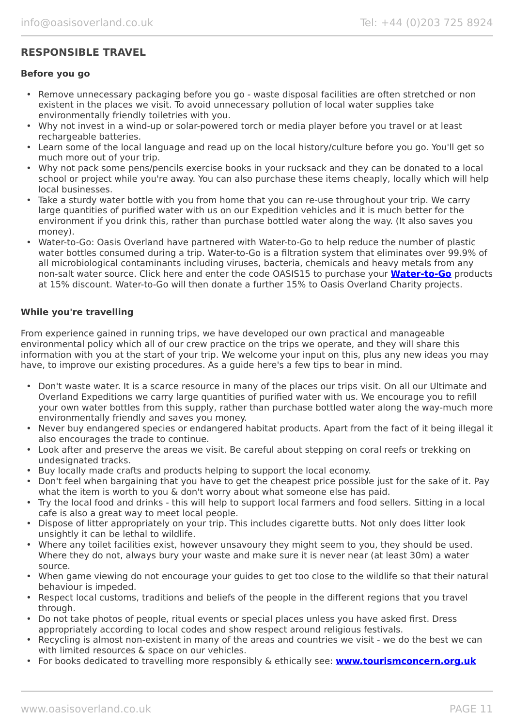## RESPONSIBLE TRAVEL

**Before you go**

- Remove unnecessary packaging before you go - waste disposal facilities are often stretched or non existent in the places we visit. To avoid unnecessary pollution of local water supplies take environmentally friendly toiletries with you.
- Why not invest in a wind-up or solar-powered torch or media player before you travel or at least rechargeable batteries.
- Learn some of the local language and read up on the local history/culture before you go. You'll get so much more out of your trip.
- Why not pack some pens/pencils exercise books in your rucksack and they can be donated to a local school or project while you're away. You can also purchase these items cheaply, locally which will help local businesses.
- Take a sturdy water bottle with you from home that you can re-use throughout your trip. We carry large quantities of purified water with us on our Expedition vehicles and it is much better for the environment if you drink this, rather than purchase bottled water along the way. (It also saves you money).
- Water-to-Go: Oasis Overland have partnered with Water-to-Go to help reduce the number of plastic water bottles consumed during a trip. Water-to-Go is a filtration system that eliminates over 99.9% of all microbiological contaminants including viruses, bacteria, chemicals and heavy metals from any non-salt water source. Click here and enter the code OASIS15 to purchase your **Water-to-Go** products at 15% discount. Water-to-Go will then donate a further 15% to Oasis Overland Charity projects.

**While you're travelling**

From experience gained in running trips, we have developed our own practical and manageable environmental policy which all of our crew practice on the trips we operate, and they will share this information with you at the start of your trip. We welcome your input on this, plus any new ideas you may have, to improve our existing procedures. As a guide here's a few tips to bear in mind.

- Don't waste water. It is a scarce resource in many of the places our trips visit. On all our Ultimate and Overland Expeditions we carry large quantities of purified water with us. We encourage you to refill your own water bottles from this supply, rather than purchase bottled water along the way-much more environmentally friendly and saves you money.
- Never buy endangered species or endangered habitat products. Apart from the fact of it being illegal it also encourages the trade to continue.
- Look after and preserve the areas we visit. Be careful about stepping on coral reefs or trekking on undesignated tracks.
- Buy locally made crafts and products helping to support the local economy.
- Don't feel when bargaining that you have to get the cheapest price possible just for the sake of it. Pay what the item is worth to you & don't worry about what someone else has paid.
- Try the local food and drinks - this will help to support local farmers and food sellers. Sitting in a local cafe is also a great way to meet local people.
- Dispose of litter appropriately on your trip. This includes cigarette butts. Not only does litter look unsightly it can be lethal to wildlife.
- Where any toilet facilities exist, however unsavoury they might seem to you, they should be used. Where they do not, always bury your waste and make sure it is never near (at least 30m) a water source.
- When game viewing do not encourage your guides to get too close to the wildlife so that their natural behaviour is impeded.
- Respect local customs, traditions and beliefs of the people in the different regions that you travel through.
- Do not take photos of people, ritual events or special places unless you have asked first. Dress appropriately according to local codes and show respect around religious festivals.
- Recycling is almost non-existent in many of the areas and countries we visit - we do the best we can with limited resources & space on our vehicles.
- For books dedicated to travelling more responsibly & ethically see: **www.tourismconcern.org.uk**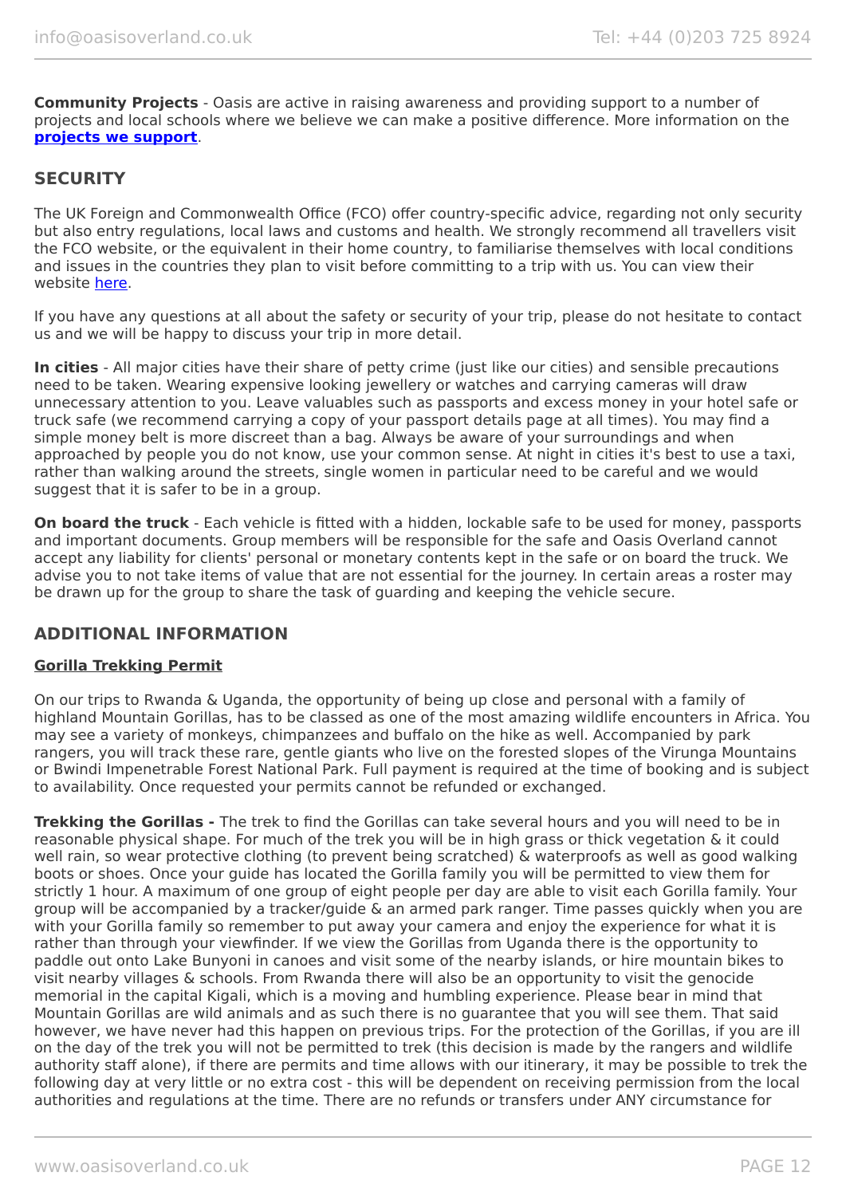**Community Projects** - Oasis are active in raising awareness and providing support to a number of projects and local schools where we believe we can make a positive difference. More information on the **[projects we support](#)**.

## SECURITY

The UK Foreign and Commonwealth Office (FCO) offer country-specific advice, regarding not only security but also entry regulations, local laws and customs and health. We strongly recommend all travellers visit the FCO website, or the equivalent in their home country, to familiarise themselves with local conditions and issues in the countries they plan to visit before committing to a trip with us. You can view their website [here](#).

If you have any questions at all about the safety or security of your trip, please do not hesitate to contact us and we will be happy to discuss your trip in more detail.

**In cities** - All major cities have their share of petty crime (just like our cities) and sensible precautions need to be taken. Wearing expensive looking jewellery or watches and carrying cameras will draw unnecessary attention to you. Leave valuables such as passports and excess money in your hotel safe or truck safe (we recommend carrying a copy of your passport details page at all times). You may find a simple money belt is more discreet than a bag. Always be aware of your surroundings and when approached by people you do not know, use your common sense. At night in cities it's best to use a taxi, rather than walking around the streets, single women in particular need to be careful and we would suggest that it is safer to be in a group.

**On board the truck** - Each vehicle is fitted with a hidden, lockable safe to be used for money, passports and important documents. Group members will be responsible for the safe and Oasis Overland cannot accept any liability for clients' personal or monetary contents kept in the safe or on board the truck. We advise you to not take items of value that are not essential for the journey. In certain areas a roster may be drawn up for the group to share the task of guarding and keeping the vehicle secure.

## ADDITIONAL INFORMATION

### Gorilla Trekking Permit

On our trips to Rwanda & Uganda, the opportunity of being up close and personal with a family of highland Mountain Gorillas, has to be classed as one of the most amazing wildlife encounters in Africa. You may see a variety of monkeys, chimpanzees and buffalo on the hike as well. Accompanied by park rangers, you will track these rare, gentle giants who live on the forested slopes of the Virunga Mountains or Bwindi Impenetrable Forest National Park. Full payment is required at the time of booking and is subject to availability. Once requested your permits cannot be refunded or exchanged.

**Trekking the Gorillas -** The trek to find the Gorillas can take several hours and you will need to be in reasonable physical shape. For much of the trek you will be in high grass or thick vegetation & it could well rain, so wear protective clothing (to prevent being scratched) & waterproofs as well as good walking boots or shoes. Once your guide has located the Gorilla family you will be permitted to view them for strictly 1 hour. A maximum of one group of eight people per day are able to visit each Gorilla family. Your group will be accompanied by a tracker/guide & an armed park ranger. Time passes quickly when you are with your Gorilla family so remember to put away your camera and enjoy the experience for what it is rather than through your viewfinder. If we view the Gorillas from Uganda there is the opportunity to paddle out onto Lake Bunyoni in canoes and visit some of the nearby islands, or hire mountain bikes to visit nearby villages & schools. From Rwanda there will also be an opportunity to visit the genocide memorial in the capital Kigali, which is a moving and humbling experience. Please bear in mind that Mountain Gorillas are wild animals and as such there is no guarantee that you will see them. That said however, we have never had this happen on previous trips. For the protection of the Gorillas, if you are ill on the day of the trek you will not be permitted to trek (this decision is made by the rangers and wildlife authority staff alone), if there are permits and time allows with our itinerary, it may be possible to trek the following day at very little or no extra cost - this will be dependent on receiving permission from the local authorities and regulations at the time. There are no refunds or transfers under ANY circumstance for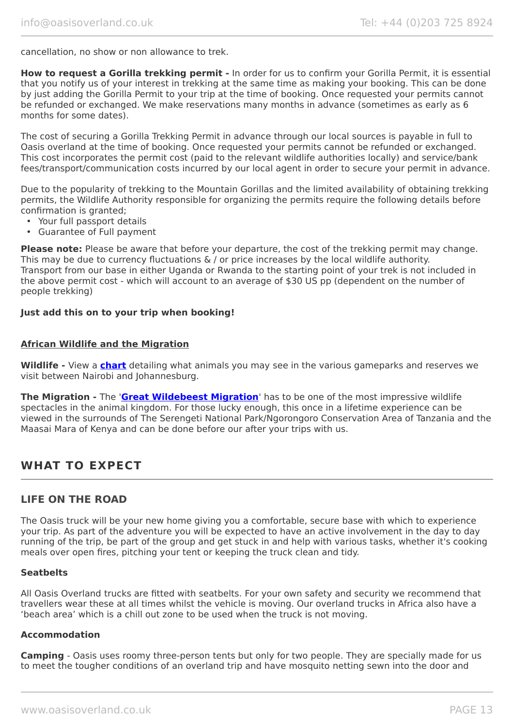cancellation, no show or non allowance to trek.

**How to request a Gorilla trekking permit -** In order for us to confirm your Gorilla Permit, it is essential that you notify us of your interest in trekking at the same time as making your booking. This can be done by just adding the Gorilla Permit to your trip at the time of booking. Once requested your permits cannot be refunded or exchanged. We make reservations many months in advance (sometimes as early as 6 months for some dates).

The cost of securing a Gorilla Trekking Permit in advance through our local sources is payable in full to Oasis overland at the time of booking. Once requested your permits cannot be refunded or exchanged. This cost incorporates the permit cost (paid to the relevant wildlife authorities locally) and service/bank fees/transport/communication costs incurred by our local agent in order to secure your permit in advance.

Due to the popularity of trekking to the Mountain Gorillas and the limited availability of obtaining trekking permits, the Wildlife Authority responsible for organizing the permits require the following details before confirmation is granted;

- Your full passport details
- Guarantee of Full payment

**Please note:** Please be aware that before your departure, the cost of the trekking permit may change. This may be due to currency fluctuations & / or price increases by the local wildlife authority. Transport from our base in either Uganda or Rwanda to the starting point of your trek is not included in the above permit cost - which will account to an average of $30 US pp (dependent on the number of people trekking)

**Just add this on to your trip when booking!**

**African Wildlife and the Migration**

**Wildlife -** View a **chart** detailing what animals you may see in the various gameparks and reserves we visit between Nairobi and Johannesburg.

**The Migration -** The '**Great Wildebeest Migration**' has to be one of the most impressive wildlife spectacles in the animal kingdom. For those lucky enough, this once in a lifetime experience can be viewed in the surrounds of The Serengeti National Park/Ngorongoro Conservation Area of Tanzania and the Maasai Mara of Kenya and can be done before our after your trips with us.

## WHAT TO EXPECT

### LIFE ON THE ROAD

The Oasis truck will be your new home giving you a comfortable, secure base with which to experience your trip. As part of the adventure you will be expected to have an active involvement in the day to day running of the trip, be part of the group and get stuck in and help with various tasks, whether it's cooking meals over open fires, pitching your tent or keeping the truck clean and tidy.

#### Seatbelts

All Oasis Overland trucks are fitted with seatbelts. For your own safety and security we recommend that travellers wear these at all times whilst the vehicle is moving. Our overland trucks in Africa also have a 'beach area' which is a chill out zone to be used when the truck is not moving.

#### Accommodation

**Camping** - Oasis uses roomy three-person tents but only for two people. They are specially made for us to meet the tougher conditions of an overland trip and have mosquito netting sewn into the door and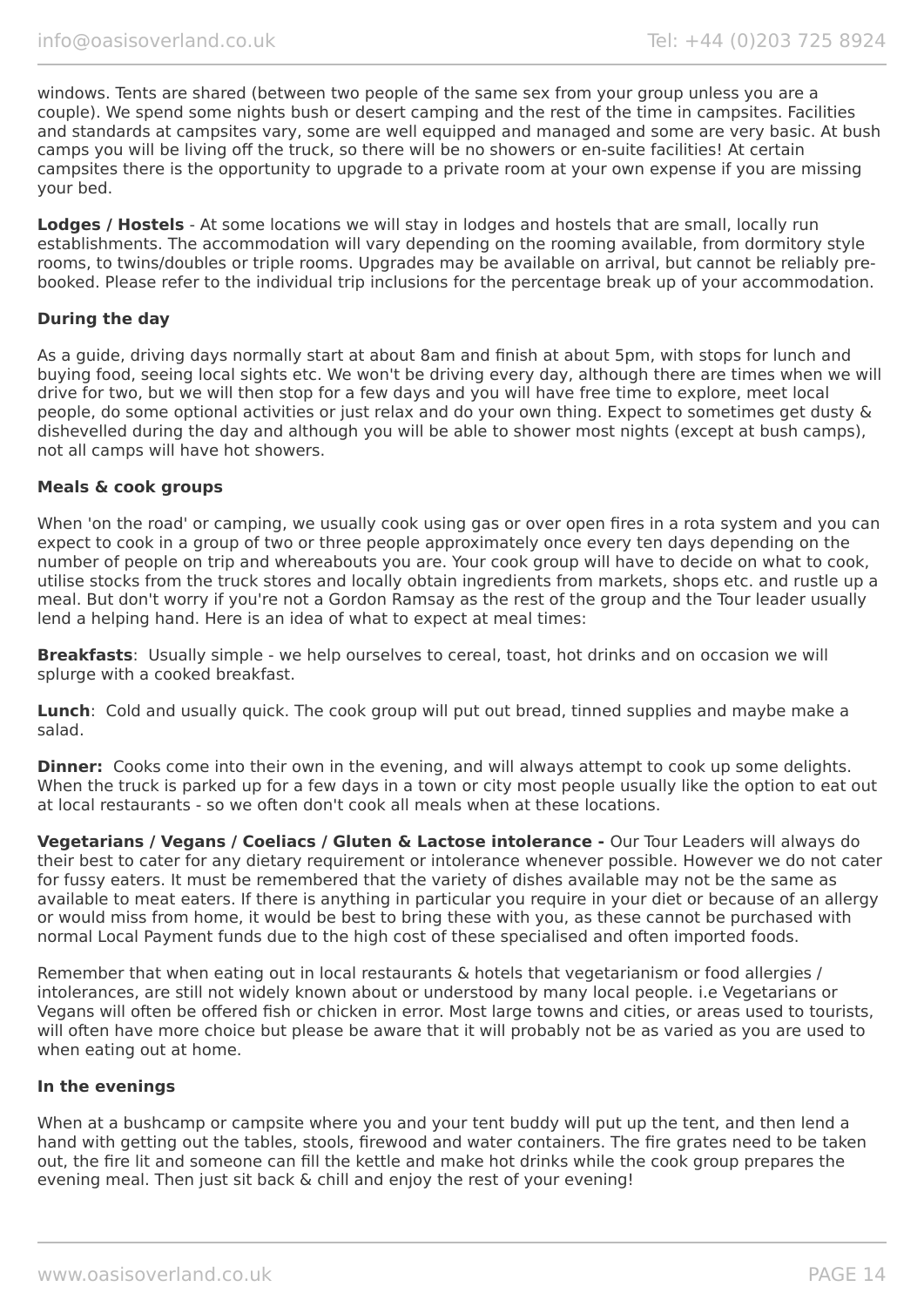windows. Tents are shared (between two people of the same sex from your group unless you are a couple). We spend some nights bush or desert camping and the rest of the time in campsites. Facilities and standards at campsites vary, some are well equipped and managed and some are very basic. At bush camps you will be living off the truck, so there will be no showers or en-suite facilities! At certain campsites there is the opportunity to upgrade to a private room at your own expense if you are missing your bed.

**Lodges / Hostels** - At some locations we will stay in lodges and hostels that are small, locally run establishments. The accommodation will vary depending on the rooming available, from dormitory style rooms, to twins/doubles or triple rooms. Upgrades may be available on arrival, but cannot be reliably pre-booked. Please refer to the individual trip inclusions for the percentage break up of your accommodation.

**During the day**

As a guide, driving days normally start at about 8am and finish at about 5pm, with stops for lunch and buying food, seeing local sights etc. We won't be driving every day, although there are times when we will drive for two, but we will then stop for a few days and you will have free time to explore, meet local people, do some optional activities or just relax and do your own thing. Expect to sometimes get dusty & dishevelled during the day and although you will be able to shower most nights (except at bush camps), not all camps will have hot showers.

**Meals & cook groups**

When 'on the road' or camping, we usually cook using gas or over open fires in a rota system and you can expect to cook in a group of two or three people approximately once every ten days depending on the number of people on trip and whereabouts you are. Your cook group will have to decide on what to cook, utilise stocks from the truck stores and locally obtain ingredients from markets, shops etc. and rustle up a meal. But don't worry if you're not a Gordon Ramsay as the rest of the group and the Tour leader usually lend a helping hand. Here is an idea of what to expect at meal times:

**Breakfasts**: Usually simple - we help ourselves to cereal, toast, hot drinks and on occasion we will splurge with a cooked breakfast.

**Lunch**: Cold and usually quick. The cook group will put out bread, tinned supplies and maybe make a salad.

**Dinner:** Cooks come into their own in the evening, and will always attempt to cook up some delights. When the truck is parked up for a few days in a town or city most people usually like the option to eat out at local restaurants - so we often don't cook all meals when at these locations.

**Vegetarians / Vegans / Coeliacs / Gluten & Lactose intolerance -** Our Tour Leaders will always do their best to cater for any dietary requirement or intolerance whenever possible. However we do not cater for fussy eaters. It must be remembered that the variety of dishes available may not be the same as available to meat eaters. If there is anything in particular you require in your diet or because of an allergy or would miss from home, it would be best to bring these with you, as these cannot be purchased with normal Local Payment funds due to the high cost of these specialised and often imported foods.

Remember that when eating out in local restaurants & hotels that vegetarianism or food allergies / intolerances, are still not widely known about or understood by many local people. i.e Vegetarians or Vegans will often be offered fish or chicken in error. Most large towns and cities, or areas used to tourists, will often have more choice but please be aware that it will probably not be as varied as you are used to when eating out at home.

**In the evenings**

When at a bushcamp or campsite where you and your tent buddy will put up the tent, and then lend a hand with getting out the tables, stools, firewood and water containers. The fire grates need to be taken out, the fire lit and someone can fill the kettle and make hot drinks while the cook group prepares the evening meal. Then just sit back & chill and enjoy the rest of your evening!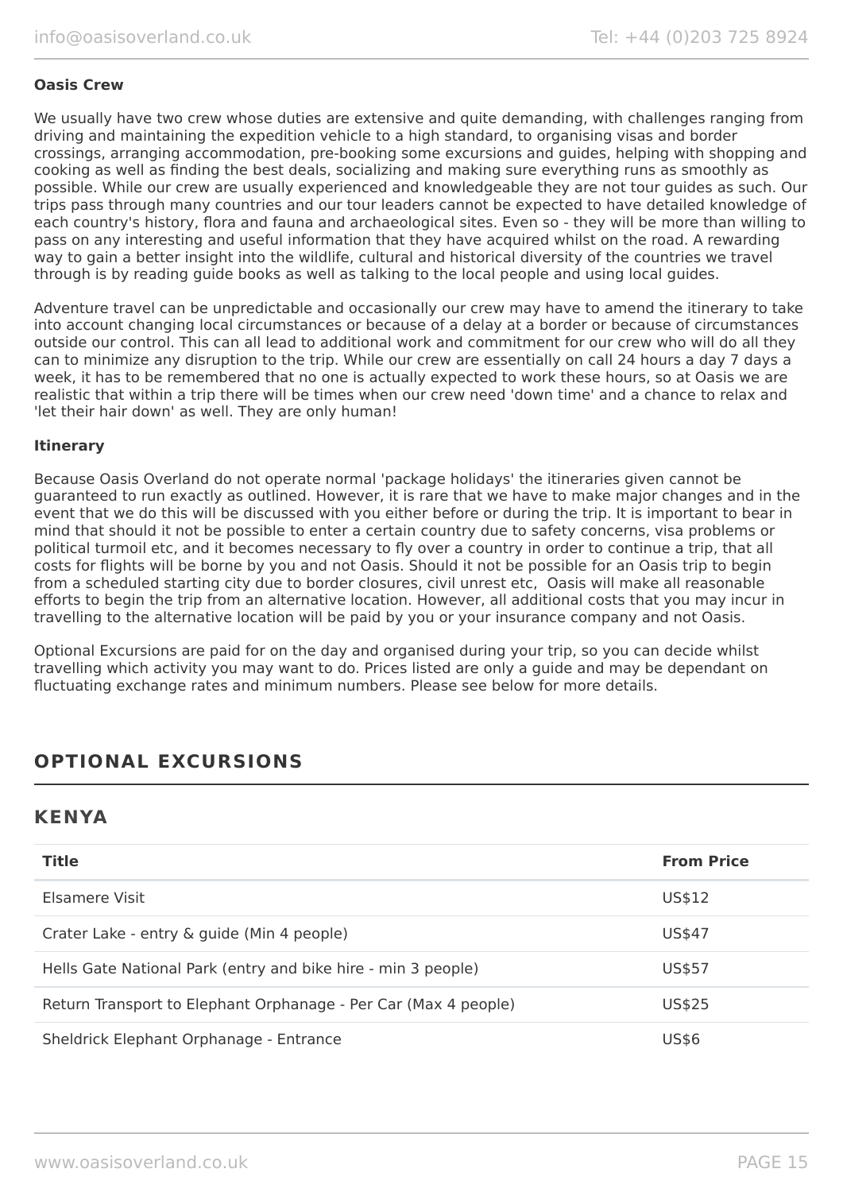**Oasis Crew**

We usually have two crew whose duties are extensive and quite demanding, with challenges ranging from driving and maintaining the expedition vehicle to a high standard, to organising visas and border crossings, arranging accommodation, pre-booking some excursions and guides, helping with shopping and cooking as well as finding the best deals, socializing and making sure everything runs as smoothly as possible. While our crew are usually experienced and knowledgeable they are not tour guides as such. Our trips pass through many countries and our tour leaders cannot be expected to have detailed knowledge of each country's history, flora and fauna and archaeological sites. Even so - they will be more than willing to pass on any interesting and useful information that they have acquired whilst on the road. A rewarding way to gain a better insight into the wildlife, cultural and historical diversity of the countries we travel through is by reading guide books as well as talking to the local people and using local guides.

Adventure travel can be unpredictable and occasionally our crew may have to amend the itinerary to take into account changing local circumstances or because of a delay at a border or because of circumstances outside our control. This can all lead to additional work and commitment for our crew who will do all they can to minimize any disruption to the trip. While our crew are essentially on call 24 hours a day 7 days a week, it has to be remembered that no one is actually expected to work these hours, so at Oasis we are realistic that within a trip there will be times when our crew need 'down time' and a chance to relax and 'let their hair down' as well. They are only human!

**Itinerary**

Because Oasis Overland do not operate normal 'package holidays' the itineraries given cannot be guaranteed to run exactly as outlined. However, it is rare that we have to make major changes and in the event that we do this will be discussed with you either before or during the trip. It is important to bear in mind that should it not be possible to enter a certain country due to safety concerns, visa problems or political turmoil etc, and it becomes necessary to fly over a country in order to continue a trip, that all costs for flights will be borne by you and not Oasis. Should it not be possible for an Oasis trip to begin from a scheduled starting city due to border closures, civil unrest etc, Oasis will make all reasonable efforts to begin the trip from an alternative location. However, all additional costs that you may incur in travelling to the alternative location will be paid by you or your insurance company and not Oasis.

Optional Excursions are paid for on the day and organised during your trip, so you can decide whilst travelling which activity you may want to do. Prices listed are only a guide and may be dependant on fluctuating exchange rates and minimum numbers. Please see below for more details.

## OPTIONAL EXCURSIONS

## KENYA

| Title | From Price |
| --- | --- |
| Elsamere Visit | US$12 |
| Crater Lake - entry & guide (Min 4 people) | US$47 |
| Hells Gate National Park (entry and bike hire - min 3 people) | US$57 |
| Return Transport to Elephant Orphanage - Per Car (Max 4 people) | US$25 |
| Sheldrick Elephant Orphanage - Entrance | US$6 |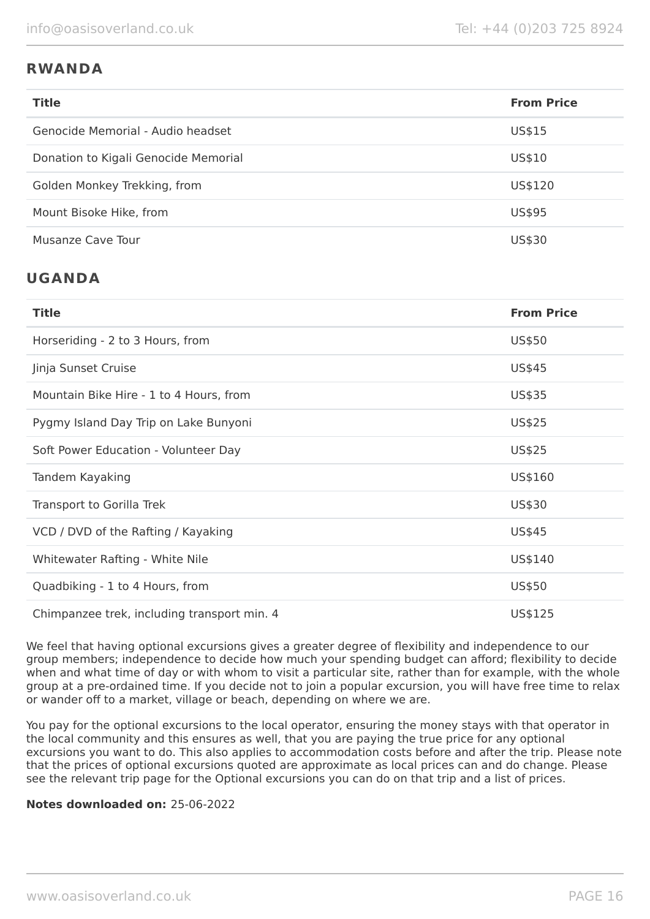## RWANDA

| Title | From Price |
| --- | --- |
| Genocide Memorial - Audio headset | US$15 |
| Donation to Kigali Genocide Memorial | US$10 |
| Golden Monkey Trekking, from | US$120 |
| Mount Bisoke Hike, from | US$95 |
| Musanze Cave Tour | US$30 |

## UGANDA

| Title | From Price |
| --- | --- |
| Horseriding - 2 to 3 Hours, from | US$50 |
| Jinja Sunset Cruise | US$45 |
| Mountain Bike Hire - 1 to 4 Hours, from | US$35 |
| Pygmy Island Day Trip on Lake Bunyoni | US$25 |
| Soft Power Education - Volunteer Day | US$25 |
| Tandem Kayaking | US$160 |
| Transport to Gorilla Trek | US$30 |
| VCD / DVD of the Rafting / Kayaking | US$45 |
| Whitewater Rafting - White Nile | US$140 |
| Quadbiking - 1 to 4 Hours, from | US$50 |
| Chimpanzee trek, including transport min. 4 | US$125 |

We feel that having optional excursions gives a greater degree of flexibility and independence to our group members; independence to decide how much your spending budget can afford; flexibility to decide when and what time of day or with whom to visit a particular site, rather than for example, with the whole group at a pre-ordained time. If you decide not to join a popular excursion, you will have free time to relax or wander off to a market, village or beach, depending on where we are.

You pay for the optional excursions to the local operator, ensuring the money stays with that operator in the local community and this ensures as well, that you are paying the true price for any optional excursions you want to do. This also applies to accommodation costs before and after the trip. Please note that the prices of optional excursions quoted are approximate as local prices can and do change. Please see the relevant trip page for the Optional excursions you can do on that trip and a list of prices.

**Notes downloaded on:** 25-06-2022